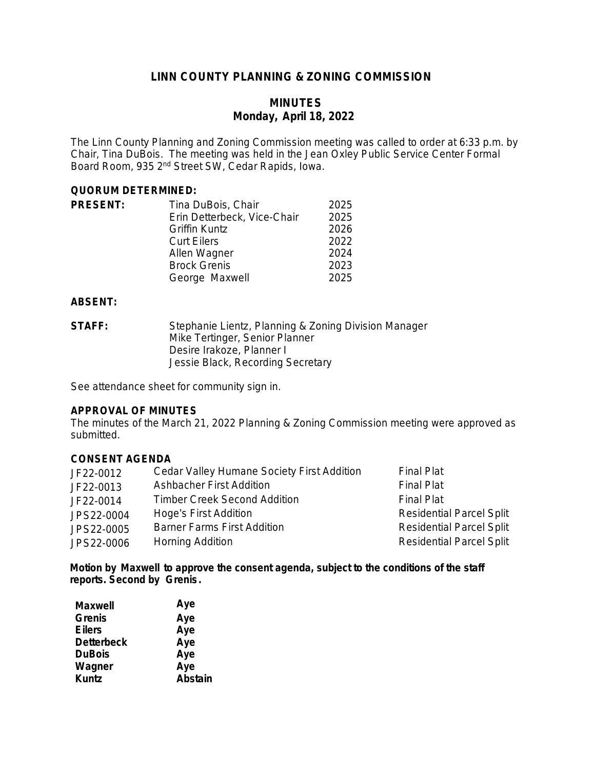# LINN COUNTY PLANNING & ZONING COMMISSION

## MINUTES
## Monday, April 18, 2022

The Linn County Planning and Zoning Commission meeting was called to order at 6:33 p.m. by Chair, Tina DuBois. The meeting was held in the Jean Oxley Public Service Center Formal Board Room, 935 2nd Street SW, Cedar Rapids, Iowa.

**QUORUM DETERMINED:**

| **PRESENT:** | | |
|---|---|---|
| | Tina DuBois, Chair | 2025 |
| | Erin Detterbeck, Vice-Chair | 2025 |
| | Griffin Kuntz | 2026 |
| | Curt Eilers | 2022 |
| | Allen Wagner | 2024 |
| | Brock Grenis | 2023 |
| | George Maxwell | 2025 |

**ABSENT:**

**STAFF:**
Stephanie Lientz, Planning & Zoning Division Manager
Mike Tertinger, Senior Planner
Desire Irakoze, Planner I
Jessie Black, Recording Secretary

See attendance sheet for community sign in.

**APPROVAL OF MINUTES**

The minutes of the March 21, 2022 Planning & Zoning Commission meeting were approved as submitted.

**CONSENT AGENDA**

| | | |
|---|---|---|
| JF22-0012 | Cedar Valley Humane Society First Addition | Final Plat |
| JF22-0013 | Ashbacher First Addition | Final Plat |
| JF22-0014 | Timber Creek Second Addition | Final Plat |
| JPS22-0004 | Hoge's First Addition | Residential Parcel Split |
| JPS22-0005 | Barner Farms First Addition | Residential Parcel Split |
| JPS22-0006 | Horning Addition | Residential Parcel Split |

**Motion by Maxwell to approve the consent agenda, subject to the conditions of the staff reports. Second by Grenis.**

| | |
|---|---|
| **Maxwell** | **Aye** |
| **Grenis** | **Aye** |
| **Eilers** | **Aye** |
| **Detterbeck** | **Aye** |
| **DuBois** | **Aye** |
| **Wagner** | **Aye** |
| **Kuntz** | **Abstain** |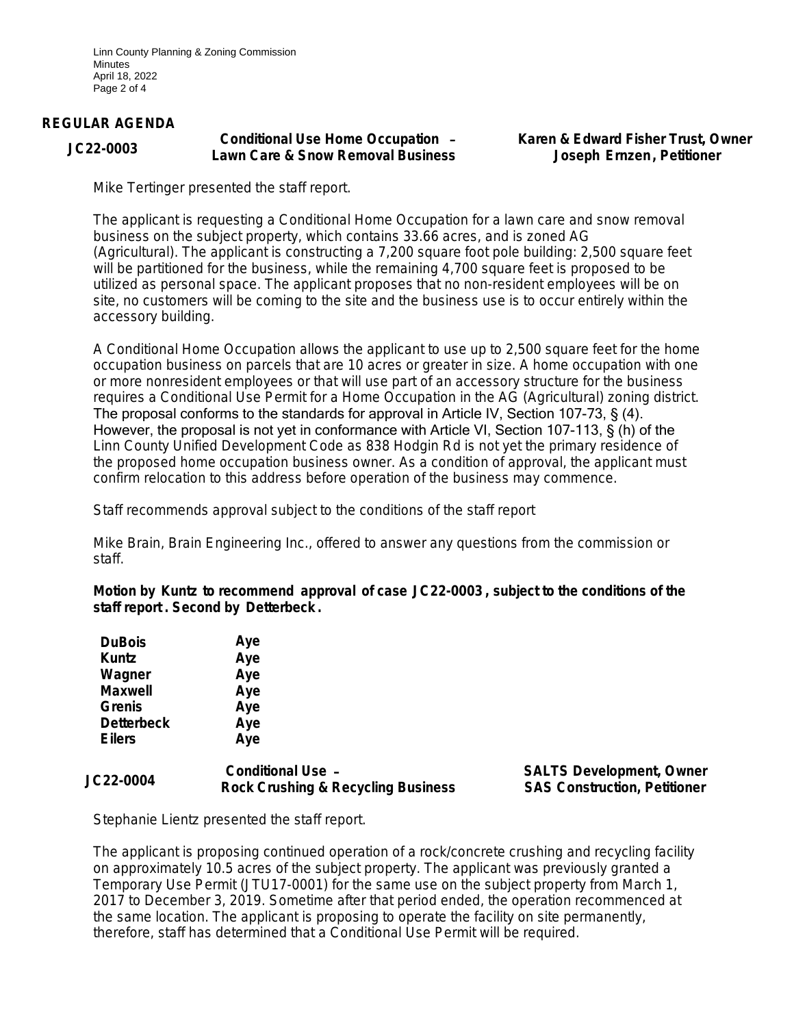## REGULAR AGENDA

**JC22-0003** — **Conditional Use Home Occupation – Lawn Care & Snow Removal Business** — **Karen & Edward Fisher Trust, Owner; Joseph Ernzen, Petitioner**

Mike Tertinger presented the staff report.

The applicant is requesting a Conditional Home Occupation for a lawn care and snow removal business on the subject property, which contains 33.66 acres, and is zoned AG (Agricultural). The applicant is constructing a 7,200 square foot pole building: 2,500 square feet will be partitioned for the business, while the remaining 4,700 square feet is proposed to be utilized as personal space. The applicant proposes that no non-resident employees will be on site, no customers will be coming to the site and the business use is to occur entirely within the accessory building.

A Conditional Home Occupation allows the applicant to use up to 2,500 square feet for the home occupation business on parcels that are 10 acres or greater in size. A home occupation with one or more nonresident employees or that will use part of an accessory structure for the business requires a Conditional Use Permit for a Home Occupation in the AG (Agricultural) zoning district. The proposal conforms to the standards for approval in Article IV, Section 107-73, § (4). However, the proposal is not yet in conformance with Article VI, Section 107-113, § (h) of the Linn County Unified Development Code as 838 Hodgin Rd is not yet the primary residence of the proposed home occupation business owner. As a condition of approval, the applicant must confirm relocation to this address before operation of the business may commence.

Staff recommends approval subject to the conditions of the staff report

Mike Brain, Brain Engineering Inc., offered to answer any questions from the commission or staff.

**Motion by Kuntz to recommend approval of case JC22-0003, subject to the conditions of the staff report. Second by Detterbeck.**

| | |
|---|---|
| **DuBois** | **Aye** |
| **Kuntz** | **Aye** |
| **Wagner** | **Aye** |
| **Maxwell** | **Aye** |
| **Grenis** | **Aye** |
| **Detterbeck** | **Aye** |
| **Eilers** | **Aye** |

**JC22-0004** — **Conditional Use – Rock Crushing & Recycling Business** — **SALTS Development, Owner; SAS Construction, Petitioner**

Stephanie Lientz presented the staff report.

The applicant is proposing continued operation of a rock/concrete crushing and recycling facility on approximately 10.5 acres of the subject property. The applicant was previously granted a Temporary Use Permit (JTU17-0001) for the same use on the subject property from March 1, 2017 to December 3, 2019. Sometime after that period ended, the operation recommenced at the same location. The applicant is proposing to operate the facility on site permanently, therefore, staff has determined that a Conditional Use Permit will be required.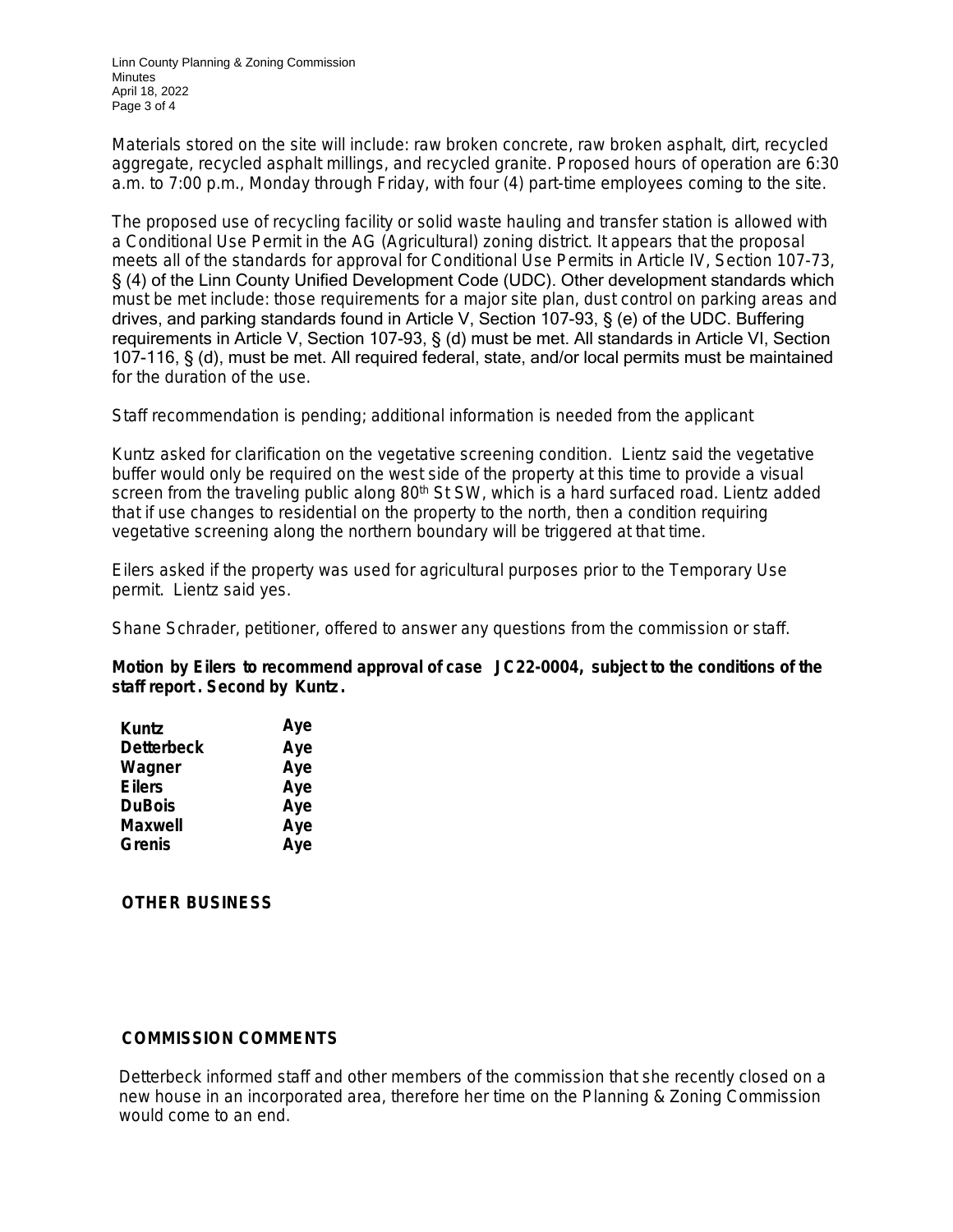Materials stored on the site will include: raw broken concrete, raw broken asphalt, dirt, recycled aggregate, recycled asphalt millings, and recycled granite. Proposed hours of operation are 6:30 a.m. to 7:00 p.m., Monday through Friday, with four (4) part-time employees coming to the site.

The proposed use of recycling facility or solid waste hauling and transfer station is allowed with a Conditional Use Permit in the AG (Agricultural) zoning district. It appears that the proposal meets all of the standards for approval for Conditional Use Permits in Article IV, Section 107-73, § (4) of the Linn County Unified Development Code (UDC). Other development standards which must be met include: those requirements for a major site plan, dust control on parking areas and drives, and parking standards found in Article V, Section 107-93, § (e) of the UDC. Buffering requirements in Article V, Section 107-93, § (d) must be met. All standards in Article VI, Section 107-116, § (d), must be met. All required federal, state, and/or local permits must be maintained for the duration of the use.

Staff recommendation is pending; additional information is needed from the applicant

Kuntz asked for clarification on the vegetative screening condition. Lientz said the vegetative buffer would only be required on the west side of the property at this time to provide a visual screen from the traveling public along 80th St SW, which is a hard surfaced road. Lientz added that if use changes to residential on the property to the north, then a condition requiring vegetative screening along the northern boundary will be triggered at that time.

Eilers asked if the property was used for agricultural purposes prior to the Temporary Use permit. Lientz said yes.

Shane Schrader, petitioner, offered to answer any questions from the commission or staff.

**Motion by Eilers to recommend approval of case JC22-0004, subject to the conditions of the staff report. Second by Kuntz.**

| | |
|---|---|
| **Kuntz** | **Aye** |
| **Detterbeck** | **Aye** |
| **Wagner** | **Aye** |
| **Eilers** | **Aye** |
| **DuBois** | **Aye** |
| **Maxwell** | **Aye** |
| **Grenis** | **Aye** |

## OTHER BUSINESS

## COMMISSION COMMENTS

Detterbeck informed staff and other members of the commission that she recently closed on a new house in an incorporated area, therefore her time on the Planning & Zoning Commission would come to an end.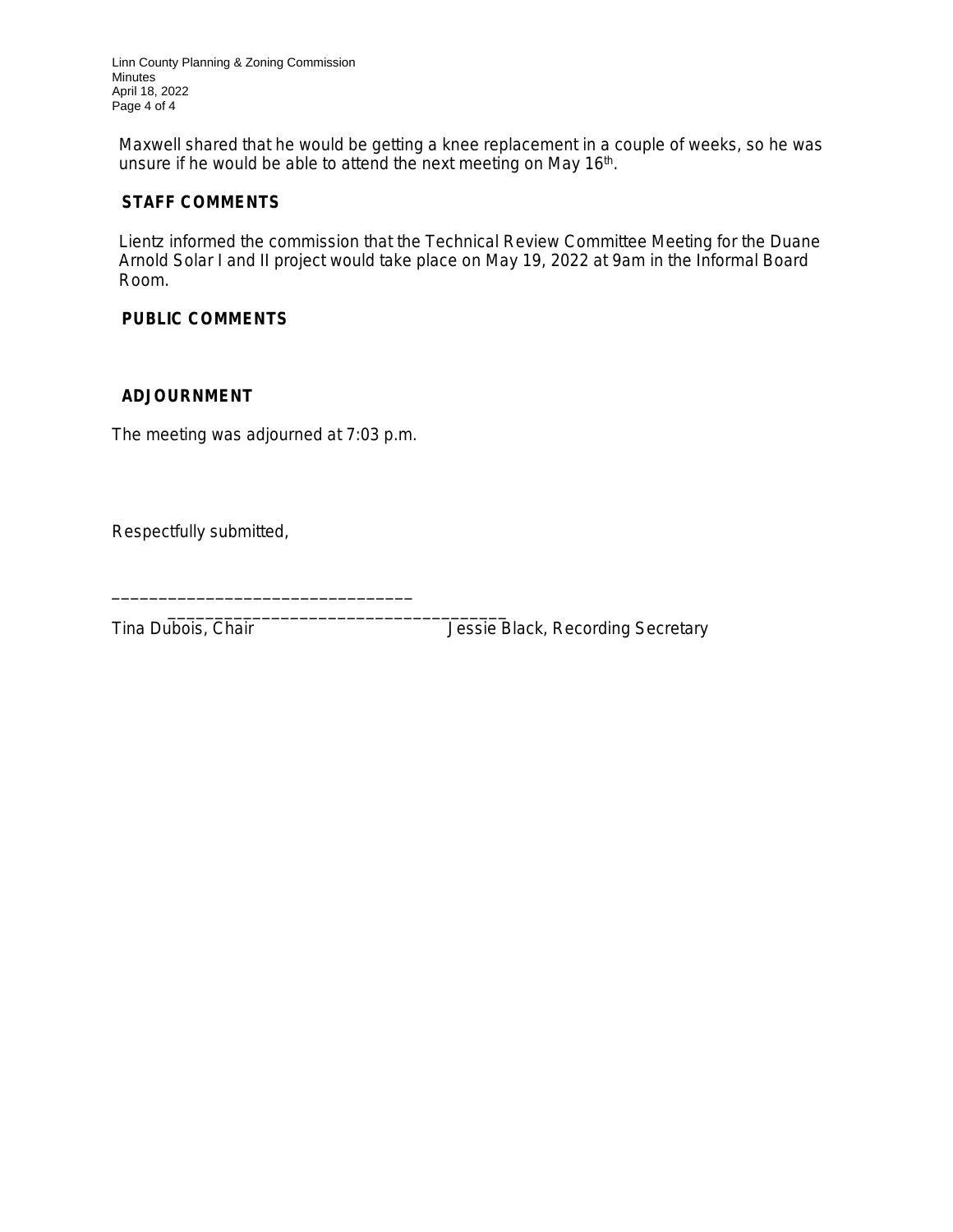Maxwell shared that he would be getting a knee replacement in a couple of weeks, so he was unsure if he would be able to attend the next meeting on May 16th.

## STAFF COMMENTS

Lientz informed the commission that the Technical Review Committee Meeting for the Duane Arnold Solar I and II project would take place on May 19, 2022 at 9am in the Informal Board Room.

## PUBLIC COMMENTS

## ADJOURNMENT

The meeting was adjourned at 7:03 p.m.

Respectfully submitted,

________________________________
Tina Dubois, Chair

____________________________________
Jessie Black, Recording Secretary